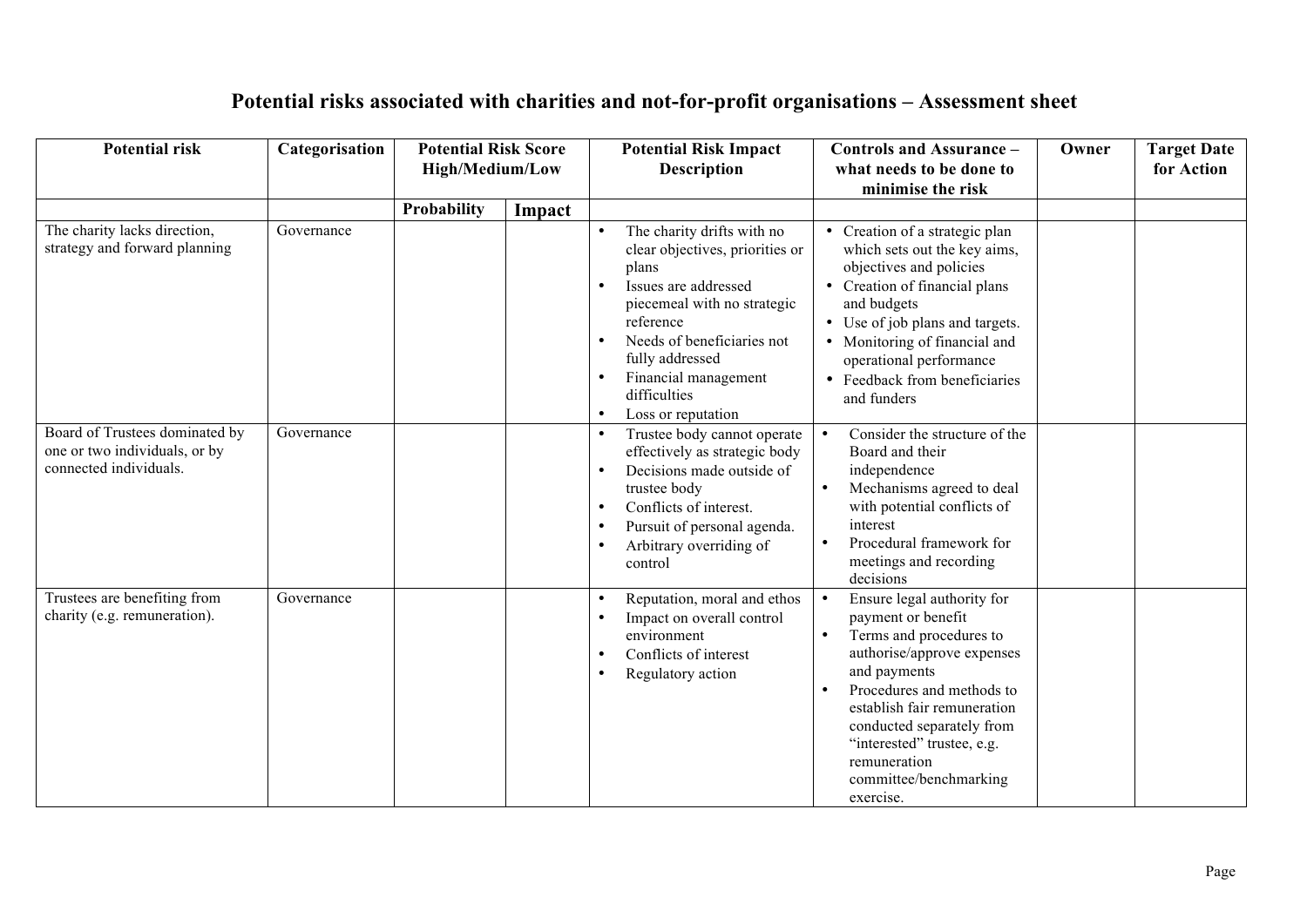# Potential risks associated with charities and not-for-profit organisations – Assessment sheet

| Potential risk | Categorisation | Potential Risk Score High/Medium/Low | | Potential Risk Impact Description | Controls and Assurance – what needs to be done to minimise the risk | Owner | Target Date for Action |
|---|---|---|---|---|---|---|---|
| | | Probability | Impact | | | | |
| The charity lacks direction, strategy and forward planning | Governance | | | • The charity drifts with no clear objectives, priorities or plans<br>• Issues are addressed piecemeal with no strategic reference<br>• Needs of beneficiaries not fully addressed<br>• Financial management difficulties<br>• Loss or reputation | • Creation of a strategic plan which sets out the key aims, objectives and policies<br>• Creation of financial plans and budgets<br>• Use of job plans and targets.<br>• Monitoring of financial and operational performance<br>• Feedback from beneficiaries and funders | | |
| Board of Trustees dominated by one or two individuals, or by connected individuals. | Governance | | | • Trustee body cannot operate effectively as strategic body<br>• Decisions made outside of trustee body<br>• Conflicts of interest.<br>• Pursuit of personal agenda.<br>• Arbitrary overriding of control | • Consider the structure of the Board and their independence<br>• Mechanisms agreed to deal with potential conflicts of interest<br>• Procedural framework for meetings and recording decisions | | |
| Trustees are benefiting from charity (e.g. remuneration). | Governance | | | • Reputation, moral and ethos<br>• Impact on overall control environment<br>• Conflicts of interest<br>• Regulatory action | • Ensure legal authority for payment or benefit<br>• Terms and procedures to authorise/approve expenses and payments<br>• Procedures and methods to establish fair remuneration conducted separately from "interested" trustee, e.g. remuneration committee/benchmarking exercise. | | |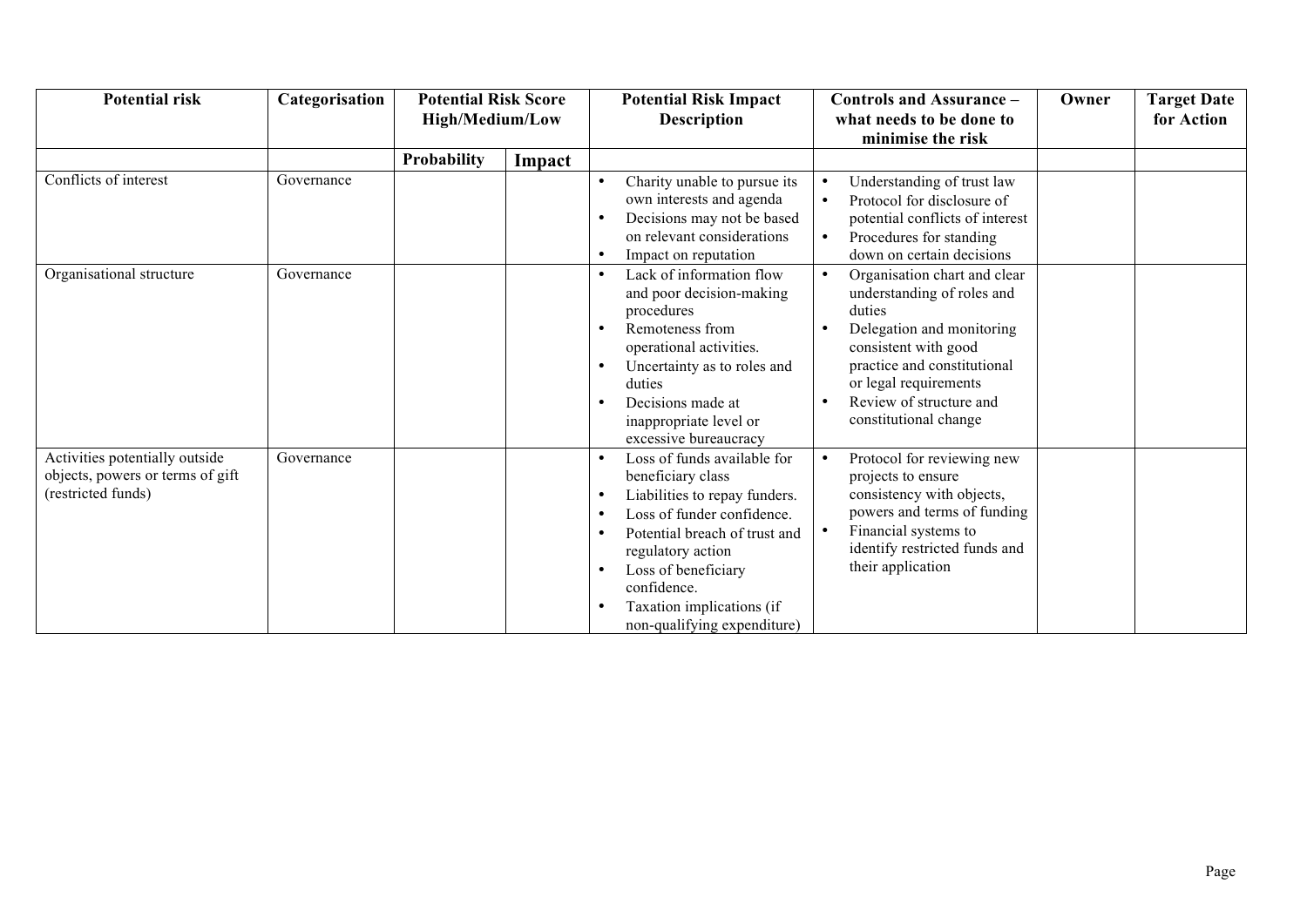| Potential risk | Categorisation | Potential Risk Score High/Medium/Low | | Potential Risk Impact Description | Controls and Assurance – what needs to be done to minimise the risk | Owner | Target Date for Action |
|---|---|---|---|---|---|---|---|
| | | Probability | Impact | | | | |
| Conflicts of interest | Governance | | | • Charity unable to pursue its own interests and agenda<br>• Decisions may not be based on relevant considerations<br>• Impact on reputation | • Understanding of trust law<br>• Protocol for disclosure of potential conflicts of interest<br>• Procedures for standing down on certain decisions | | |
| Organisational structure | Governance | | | • Lack of information flow and poor decision-making procedures<br>• Remoteness from operational activities.<br>• Uncertainty as to roles and duties<br>• Decisions made at inappropriate level or excessive bureaucracy | • Organisation chart and clear understanding of roles and duties<br>• Delegation and monitoring consistent with good practice and constitutional or legal requirements<br>• Review of structure and constitutional change | | |
| Activities potentially outside objects, powers or terms of gift (restricted funds) | Governance | | | • Loss of funds available for beneficiary class<br>• Liabilities to repay funders.<br>• Loss of funder confidence.<br>• Potential breach of trust and regulatory action<br>• Loss of beneficiary confidence.<br>• Taxation implications (if non-qualifying expenditure) | • Protocol for reviewing new projects to ensure consistency with objects, powers and terms of funding<br>• Financial systems to identify restricted funds and their application | | |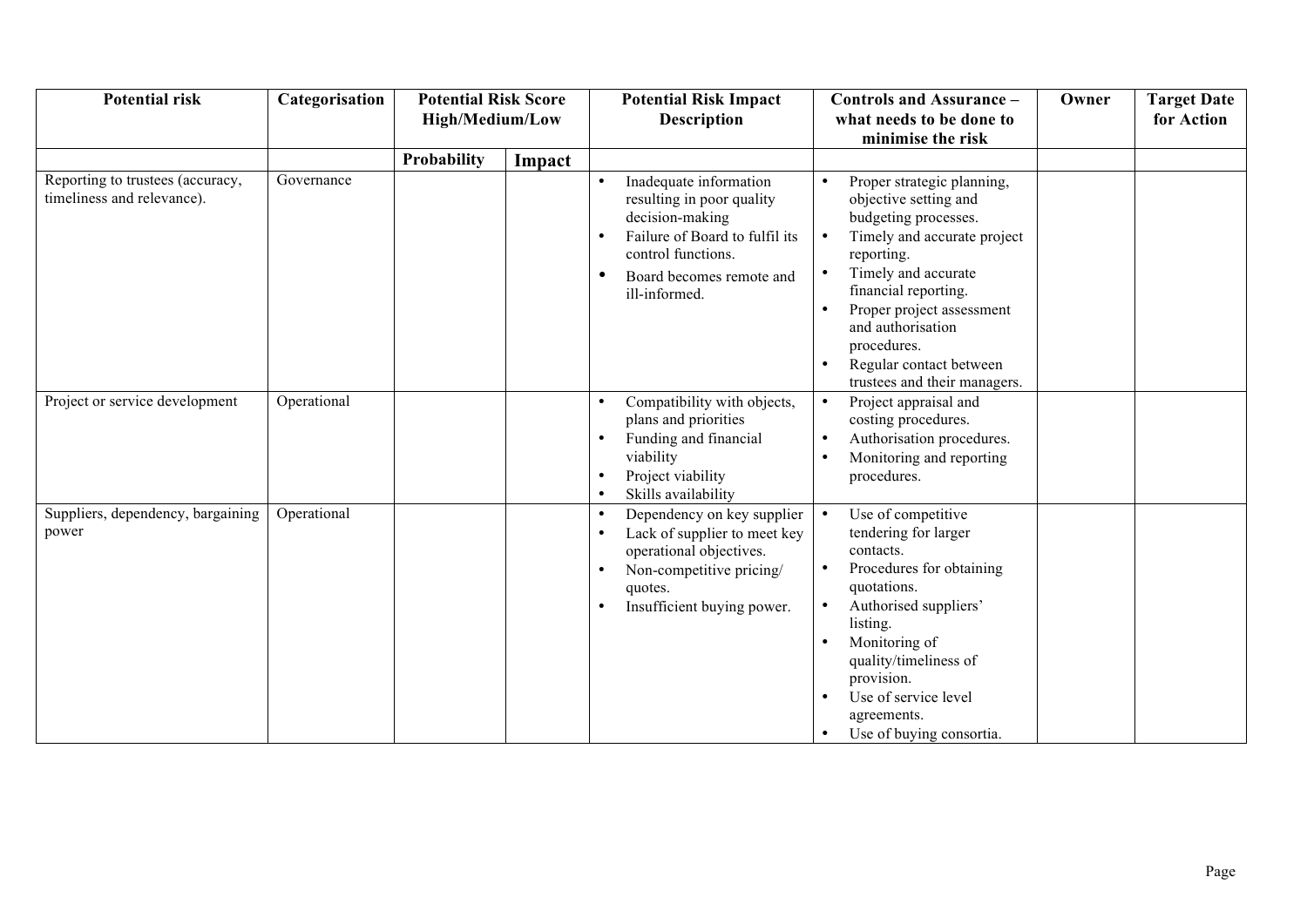| Potential risk | Categorisation | Potential Risk Score High/Medium/Low | | Potential Risk Impact Description | Controls and Assurance – what needs to be done to minimise the risk | Owner | Target Date for Action |
|---|---|---|---|---|---|---|---|
| | | Probability | Impact | | | | |
| Reporting to trustees (accuracy, timeliness and relevance). | Governance | | | • Inadequate information resulting in poor quality decision-making<br>• Failure of Board to fulfil its control functions.<br>• Board becomes remote and ill-informed. | • Proper strategic planning, objective setting and budgeting processes.<br>• Timely and accurate project reporting.<br>• Timely and accurate financial reporting.<br>• Proper project assessment and authorisation procedures.<br>• Regular contact between trustees and their managers. | | |
| Project or service development | Operational | | | • Compatibility with objects, plans and priorities<br>• Funding and financial viability<br>• Project viability<br>• Skills availability | • Project appraisal and costing procedures.<br>• Authorisation procedures.<br>• Monitoring and reporting procedures. | | |
| Suppliers, dependency, bargaining power | Operational | | | • Dependency on key supplier<br>• Lack of supplier to meet key operational objectives.<br>• Non-competitive pricing/ quotes.<br>• Insufficient buying power. | • Use of competitive tendering for larger contacts.<br>• Procedures for obtaining quotations.<br>• Authorised suppliers' listing.<br>• Monitoring of quality/timeliness of provision.<br>• Use of service level agreements.<br>• Use of buying consortia. | | |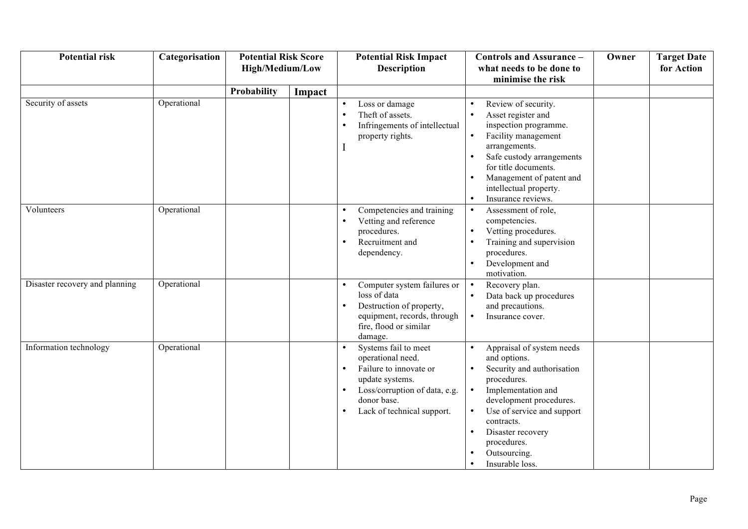| Potential risk | Categorisation | Potential Risk Score High/Medium/Low | | Potential Risk Impact Description | Controls and Assurance – what needs to be done to minimise the risk | Owner | Target Date for Action |
|---|---|---|---|---|---|---|---|
| | | Probability | Impact | | | | |
| Security of assets | Operational | | | • Loss or damage<br>• Theft of assets.<br>• Infringements of intellectual property rights.<br>I | • Review of security.<br>• Asset register and inspection programme.<br>• Facility management arrangements.<br>• Safe custody arrangements for title documents.<br>• Management of patent and intellectual property.<br>• Insurance reviews. | | |
| Volunteers | Operational | | | • Competencies and training<br>• Vetting and reference procedures.<br>• Recruitment and dependency. | • Assessment of role, competencies.<br>• Vetting procedures.<br>• Training and supervision procedures.<br>• Development and motivation. | | |
| Disaster recovery and planning | Operational | | | • Computer system failures or loss of data<br>• Destruction of property, equipment, records, through fire, flood or similar damage. | • Recovery plan.<br>• Data back up procedures and precautions.<br>• Insurance cover. | | |
| Information technology | Operational | | | • Systems fail to meet operational need.<br>• Failure to innovate or update systems.<br>• Loss/corruption of data, e.g. donor base.<br>• Lack of technical support. | • Appraisal of system needs and options.<br>• Security and authorisation procedures.<br>• Implementation and development procedures.<br>• Use of service and support contracts.<br>• Disaster recovery procedures.<br>• Outsourcing.<br>• Insurable loss. | | |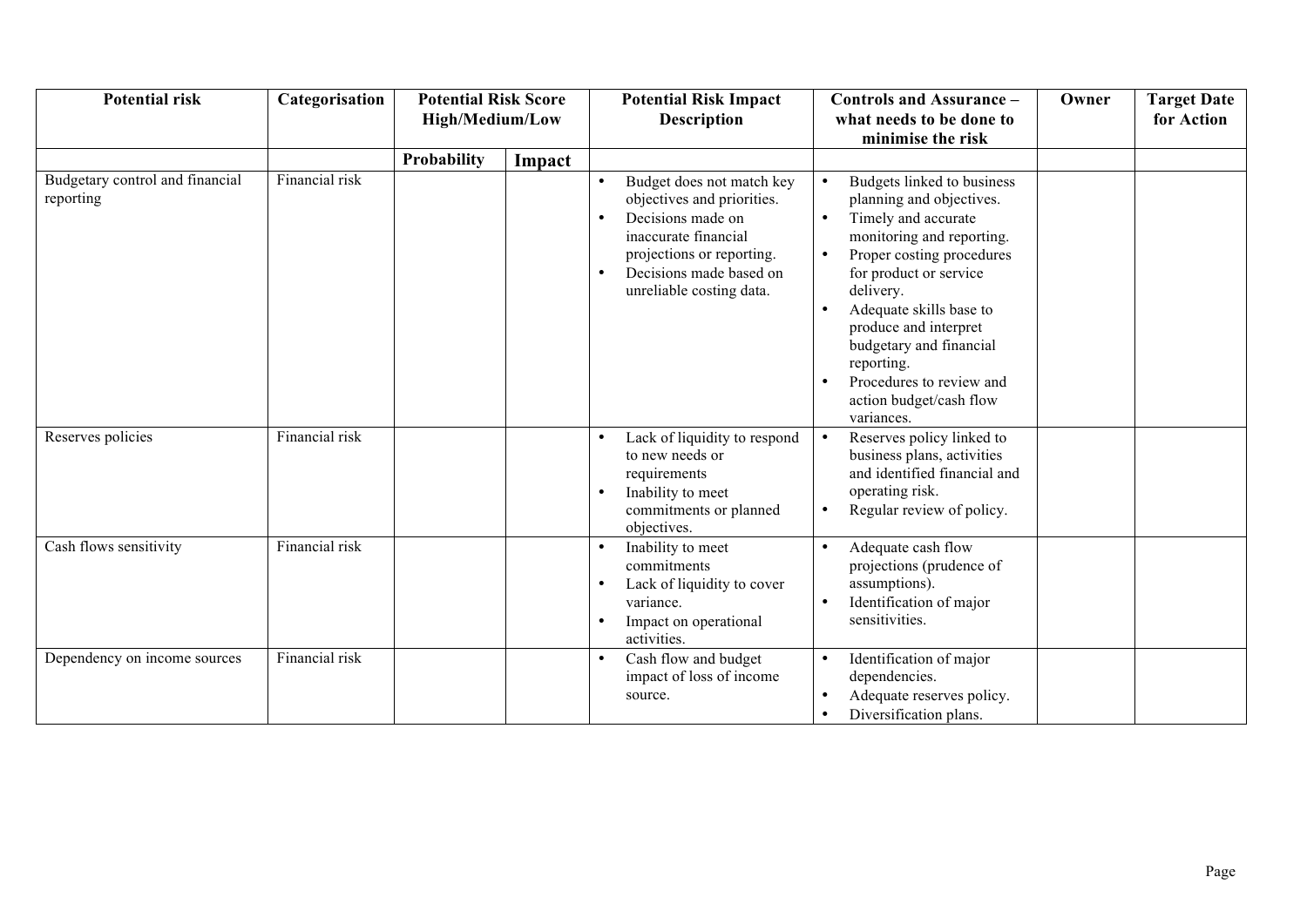| Potential risk | Categorisation | Potential Risk Score High/Medium/Low | | Potential Risk Impact Description | Controls and Assurance – what needs to be done to minimise the risk | Owner | Target Date for Action |
|---|---|---|---|---|---|---|---|
| | | **Probability** | **Impact** | | | | |
| Budgetary control and financial reporting | Financial risk | | | • Budget does not match key objectives and priorities.<br>• Decisions made on inaccurate financial projections or reporting.<br>• Decisions made based on unreliable costing data. | • Budgets linked to business planning and objectives.<br>• Timely and accurate monitoring and reporting.<br>• Proper costing procedures for product or service delivery.<br>• Adequate skills base to produce and interpret budgetary and financial reporting.<br>• Procedures to review and action budget/cash flow variances. | | |
| Reserves policies | Financial risk | | | • Lack of liquidity to respond to new needs or requirements<br>• Inability to meet commitments or planned objectives. | • Reserves policy linked to business plans, activities and identified financial and operating risk.<br>• Regular review of policy. | | |
| Cash flows sensitivity | Financial risk | | | • Inability to meet commitments<br>• Lack of liquidity to cover variance.<br>• Impact on operational activities. | • Adequate cash flow projections (prudence of assumptions).<br>• Identification of major sensitivities. | | |
| Dependency on income sources | Financial risk | | | • Cash flow and budget impact of loss of income source. | • Identification of major dependencies.<br>• Adequate reserves policy.<br>• Diversification plans. | | |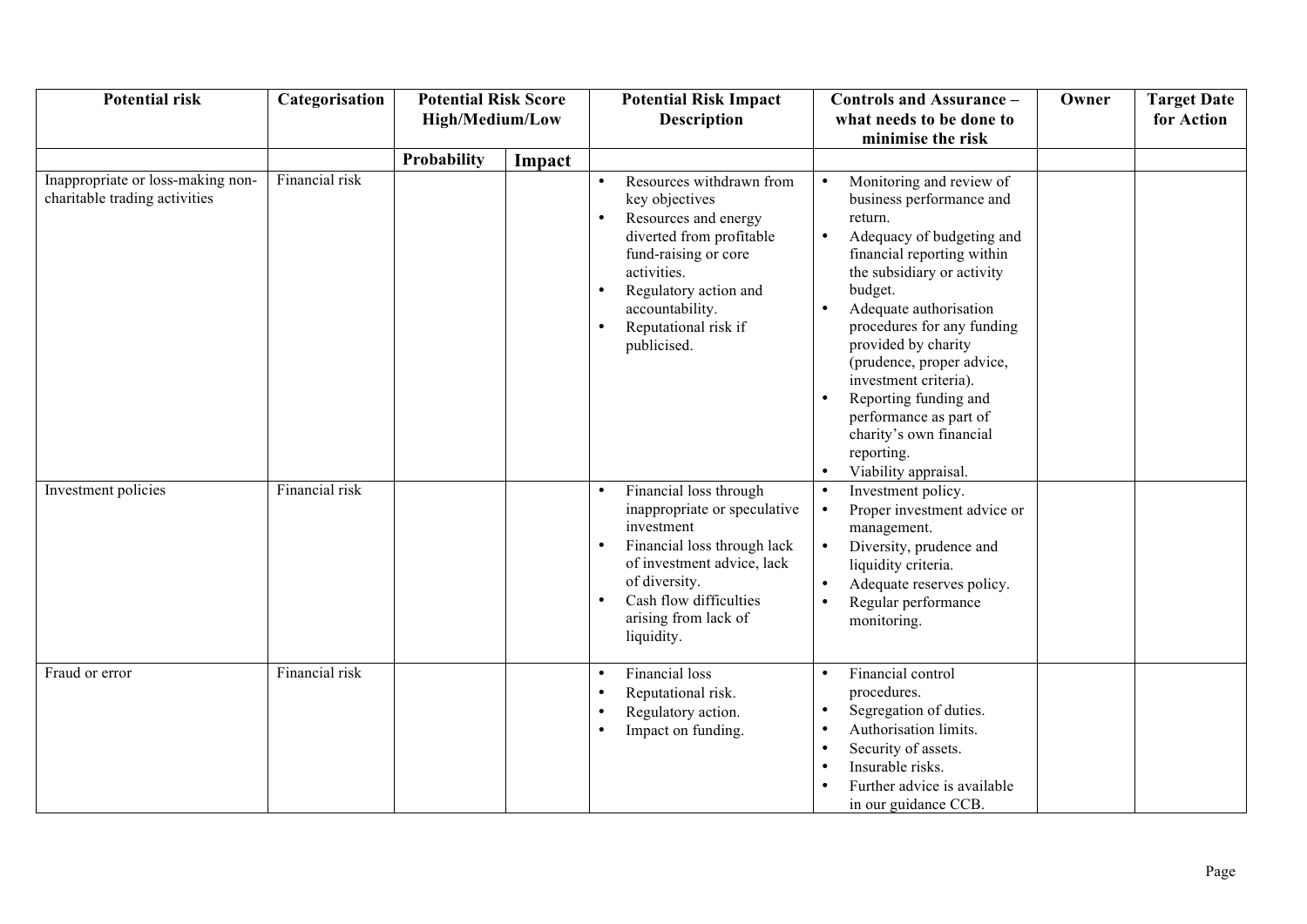| Potential risk | Categorisation | Potential Risk Score High/Medium/Low | | Potential Risk Impact Description | Controls and Assurance – what needs to be done to minimise the risk | Owner | Target Date for Action |
|---|---|---|---|---|---|---|---|
| | | Probability | Impact | | | | |
| Inappropriate or loss-making non-charitable trading activities | Financial risk | | | • Resources withdrawn from key objectives<br>• Resources and energy diverted from profitable fund-raising or core activities.<br>• Regulatory action and accountability.<br>• Reputational risk if publicised. | • Monitoring and review of business performance and return.<br>• Adequacy of budgeting and financial reporting within the subsidiary or activity budget.<br>• Adequate authorisation procedures for any funding provided by charity (prudence, proper advice, investment criteria).<br>• Reporting funding and performance as part of charity's own financial reporting.<br>• Viability appraisal. | | |
| Investment policies | Financial risk | | | • Financial loss through inappropriate or speculative investment<br>• Financial loss through lack of investment advice, lack of diversity.<br>• Cash flow difficulties arising from lack of liquidity. | • Investment policy.<br>• Proper investment advice or management.<br>• Diversity, prudence and liquidity criteria.<br>• Adequate reserves policy.<br>• Regular performance monitoring. | | |
| Fraud or error | Financial risk | | | • Financial loss<br>• Reputational risk.<br>• Regulatory action.<br>• Impact on funding. | • Financial control procedures.<br>• Segregation of duties.<br>• Authorisation limits.<br>• Security of assets.<br>• Insurable risks.<br>• Further advice is available in our guidance CCB. | | |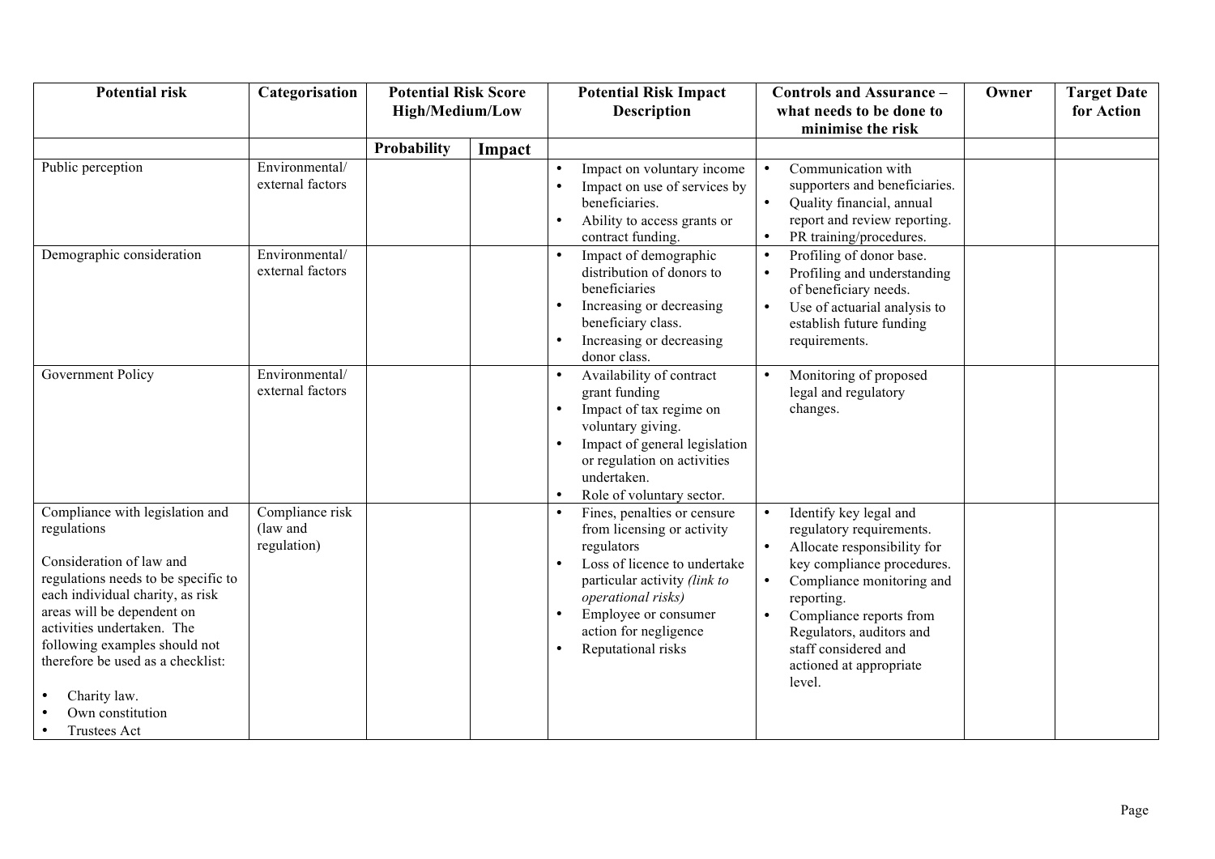| Potential risk | Categorisation | Potential Risk Score High/Medium/Low | | Potential Risk Impact Description | Controls and Assurance – what needs to be done to minimise the risk | Owner | Target Date for Action |
|---|---|---|---|---|---|---|---|
| | | **Probability** | **Impact** | | | | |
| Public perception | Environmental/ external factors | | | • Impact on voluntary income<br>• Impact on use of services by beneficiaries.<br>• Ability to access grants or contract funding. | • Communication with supporters and beneficiaries.<br>• Quality financial, annual report and review reporting.<br>• PR training/procedures. | | |
| Demographic consideration | Environmental/ external factors | | | • Impact of demographic distribution of donors to beneficiaries<br>• Increasing or decreasing beneficiary class.<br>• Increasing or decreasing donor class. | • Profiling of donor base.<br>• Profiling and understanding of beneficiary needs.<br>• Use of actuarial analysis to establish future funding requirements. | | |
| Government Policy | Environmental/ external factors | | | • Availability of contract grant funding<br>• Impact of tax regime on voluntary giving.<br>• Impact of general legislation or regulation on activities undertaken.<br>• Role of voluntary sector. | • Monitoring of proposed legal and regulatory changes. | | |
| Compliance with legislation and regulations<br><br>Consideration of law and regulations needs to be specific to each individual charity, as risk areas will be dependent on activities undertaken. The following examples should not therefore be used as a checklist:<br><br>• Charity law.<br>• Own constitution<br>• Trustees Act | Compliance risk (law and regulation) | | | • Fines, penalties or censure from licensing or activity regulators<br>• Loss of licence to undertake particular activity *(link to operational risks)*<br>• Employee or consumer action for negligence<br>• Reputational risks | • Identify key legal and regulatory requirements.<br>• Allocate responsibility for key compliance procedures.<br>• Compliance monitoring and reporting.<br>• Compliance reports from Regulators, auditors and staff considered and actioned at appropriate level. | | |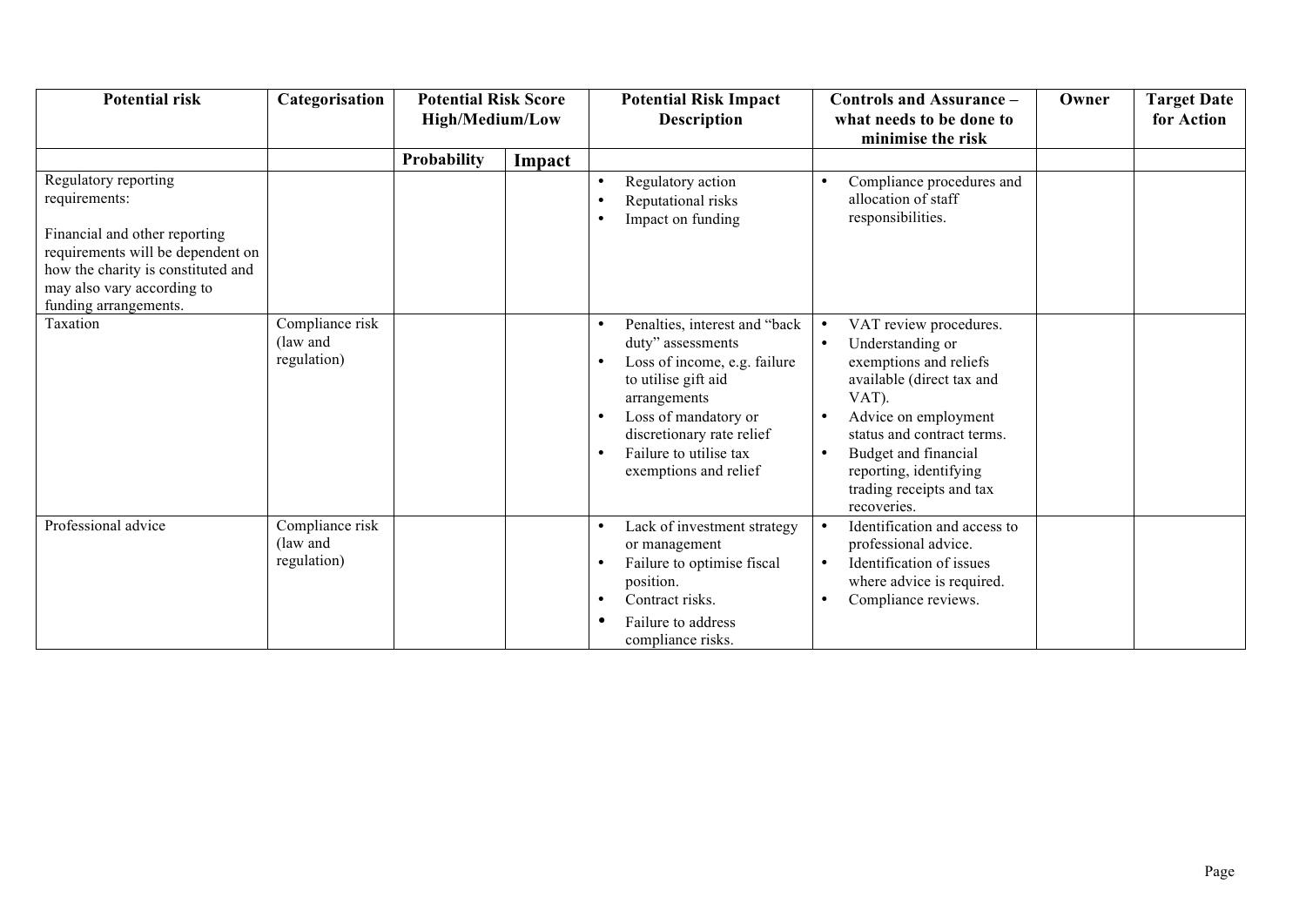| Potential risk | Categorisation | Potential Risk Score High/Medium/Low | | Potential Risk Impact Description | Controls and Assurance – what needs to be done to minimise the risk | Owner | Target Date for Action |
|---|---|---|---|---|---|---|---|
| | | **Probability** | **Impact** | | | | |
| Regulatory reporting requirements:<br><br>Financial and other reporting requirements will be dependent on how the charity is constituted and may also vary according to funding arrangements. | | | | • Regulatory action<br>• Reputational risks<br>• Impact on funding | • Compliance procedures and allocation of staff responsibilities. | | |
| Taxation | Compliance risk (law and regulation) | | | • Penalties, interest and "back duty" assessments<br>• Loss of income, e.g. failure to utilise gift aid arrangements<br>• Loss of mandatory or discretionary rate relief<br>• Failure to utilise tax exemptions and relief | • VAT review procedures.<br>• Understanding or exemptions and reliefs available (direct tax and VAT).<br>• Advice on employment status and contract terms.<br>• Budget and financial reporting, identifying trading receipts and tax recoveries. | | |
| Professional advice | Compliance risk (law and regulation) | | | • Lack of investment strategy or management<br>• Failure to optimise fiscal position.<br>• Contract risks.<br>• Failure to address compliance risks. | • Identification and access to professional advice.<br>• Identification of issues where advice is required.<br>• Compliance reviews. | | |